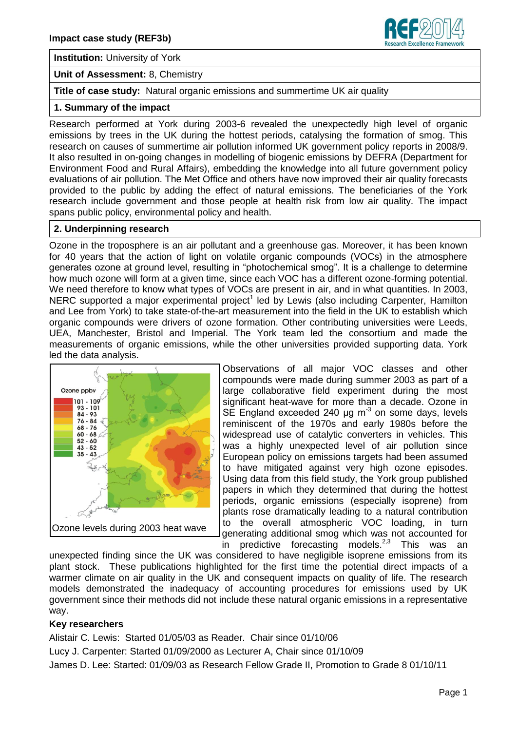**Impact case study (REF3b)**

**Institution:** University of York

**Unit of Assessment:** 8, Chemistry

**Title of case study:** Natural organic emissions and summertime UK air quality

## 1. Summary of the impact

Research performed at York during 2003-6 revealed the unexpectedly high level of organic emissions by trees in the UK during the hottest periods, catalysing the formation of smog. This research on causes of summertime air pollution informed UK government policy reports in 2008/9. It also resulted in on-going changes in modelling of biogenic emissions by DEFRA (Department for Environment Food and Rural Affairs), embedding the knowledge into all future government policy evaluations of air pollution. The Met Office and others have now improved their air quality forecasts provided to the public by adding the effect of natural emissions. The beneficiaries of the York research include government and those people at health risk from low air quality. The impact spans public policy, environmental policy and health.

## 2. Underpinning research

Ozone in the troposphere is an air pollutant and a greenhouse gas. Moreover, it has been known for 40 years that the action of light on volatile organic compounds (VOCs) in the atmosphere generates ozone at ground level, resulting in "photochemical smog". It is a challenge to determine how much ozone will form at a given time, since each VOC has a different ozone-forming potential. We need therefore to know what types of VOCs are present in air, and in what quantities. In 2003, NERC supported a major experimental project[1] led by Lewis (also including Carpenter, Hamilton and Lee from York) to take state-of-the-art measurement into the field in the UK to establish which organic compounds were drivers of ozone formation. Other contributing universities were Leeds, UEA, Manchester, Bristol and Imperial. The York team led the consortium and made the measurements of organic emissions, while the other universities provided supporting data. York led the data analysis.

Ozone levels during 2003 heat wave

Observations of all major VOC classes and other compounds were made during summer 2003 as part of a large collaborative field experiment during the most significant heat-wave for more than a decade. Ozone in SE England exceeded 240 μg $m^{-3}$ on some days, levels reminiscent of the 1970s and early 1980s before the widespread use of catalytic converters in vehicles. This was a highly unexpected level of air pollution since European policy on emissions targets had been assumed to have mitigated against very high ozone episodes. Using data from this field study, the York group published papers in which they determined that during the hottest periods, organic emissions (especially isoprene) from plants rose dramatically leading to a natural contribution to the overall atmospheric VOC loading, in turn generating additional smog which was not accounted for in predictive forecasting models.[2,3] This was an unexpected finding since the UK was considered to have negligible isoprene emissions from its plant stock. These publications highlighted for the first time the potential direct impacts of a warmer climate on air quality in the UK and consequent impacts on quality of life. The research models demonstrated the inadequacy of accounting procedures for emissions used by UK government since their methods did not include these natural organic emissions in a representative way.

**Key researchers**

Alistair C. Lewis: Started 01/05/03 as Reader. Chair since 01/10/06

Lucy J. Carpenter: Started 01/09/2000 as Lecturer A, Chair since 01/10/09

James D. Lee: Started: 01/09/03 as Research Fellow Grade II, Promotion to Grade 8 01/10/11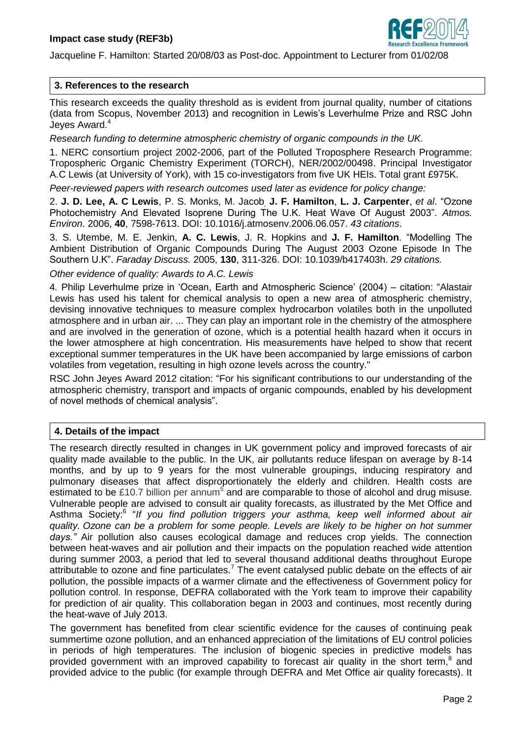Jacqueline F. Hamilton: Started 20/08/03 as Post-doc. Appointment to Lecturer from 01/02/08

## 3. References to the research

This research exceeds the quality threshold as is evident from journal quality, number of citations (data from Scopus, November 2013) and recognition in Lewis's Leverhulme Prize and RSC John Jeyes Award.[4]

*Research funding to determine atmospheric chemistry of organic compounds in the UK.*

1. NERC consortium project 2002-2006, part of the Polluted Troposphere Research Programme: Tropospheric Organic Chemistry Experiment (TORCH), NER/2002/00498. Principal Investigator A.C Lewis (at University of York), with 15 co-investigators from five UK HEIs. Total grant £975K.

*Peer-reviewed papers with research outcomes used later as evidence for policy change:*

2. **J. D. Lee, A. C Lewis**, P. S. Monks, M. Jacob, **J. F. Hamilton**, **L. J. Carpenter**, *et al*. "Ozone Photochemistry And Elevated Isoprene During The U.K. Heat Wave Of August 2003". *Atmos. Environ*. 2006, **40**, 7598-7613. DOI: 10.1016/j.atmosenv.2006.06.057. *43 citations*.

3. S. Utembe, M. E. Jenkin, **A. C. Lewis**, J. R. Hopkins and **J. F. Hamilton**. "Modelling The Ambient Distribution of Organic Compounds During The August 2003 Ozone Episode In The Southern U.K". *Faraday Discuss.* 2005, **130**, 311-326. DOI: 10.1039/b417403h. *29 citations.*

*Other evidence of quality: Awards to A.C. Lewis*

4. Philip Leverhulme prize in 'Ocean, Earth and Atmospheric Science' (2004) – citation: "Alastair Lewis has used his talent for chemical analysis to open a new area of atmospheric chemistry, devising innovative techniques to measure complex hydrocarbon volatiles both in the unpolluted atmosphere and in urban air. ... They can play an important role in the chemistry of the atmosphere and are involved in the generation of ozone, which is a potential health hazard when it occurs in the lower atmosphere at high concentration. His measurements have helped to show that recent exceptional summer temperatures in the UK have been accompanied by large emissions of carbon volatiles from vegetation, resulting in high ozone levels across the country."

RSC John Jeyes Award 2012 citation: "For his significant contributions to our understanding of the atmospheric chemistry, transport and impacts of organic compounds, enabled by his development of novel methods of chemical analysis".

## 4. Details of the impact

The research directly resulted in changes in UK government policy and improved forecasts of air quality made available to the public. In the UK, air pollutants reduce lifespan on average by 8-14 months, and by up to 9 years for the most vulnerable groupings, inducing respiratory and pulmonary diseases that affect disproportionately the elderly and children. Health costs are estimated to be £10.7 billion per annum[5] and are comparable to those of alcohol and drug misuse. Vulnerable people are advised to consult air quality forecasts, as illustrated by the Met Office and Asthma Society:[6] "*If you find pollution triggers your asthma, keep well informed about air quality. Ozone can be a problem for some people. Levels are likely to be higher on hot summer days."* Air pollution also causes ecological damage and reduces crop yields. The connection between heat-waves and air pollution and their impacts on the population reached wide attention during summer 2003, a period that led to several thousand additional deaths throughout Europe attributable to ozone and fine particulates.[7] The event catalysed public debate on the effects of air pollution, the possible impacts of a warmer climate and the effectiveness of Government policy for pollution control. In response, DEFRA collaborated with the York team to improve their capability for prediction of air quality. This collaboration began in 2003 and continues, most recently during the heat-wave of July 2013.

The government has benefited from clear scientific evidence for the causes of continuing peak summertime ozone pollution, and an enhanced appreciation of the limitations of EU control policies in periods of high temperatures. The inclusion of biogenic species in predictive models has provided government with an improved capability to forecast air quality in the short term,[8] and provided advice to the public (for example through DEFRA and Met Office air quality forecasts). It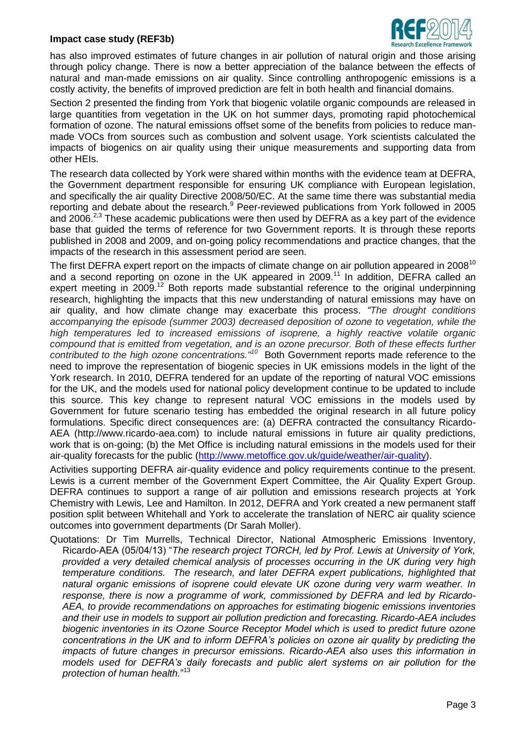has also improved estimates of future changes in air pollution of natural origin and those arising through policy change. There is now a better appreciation of the balance between the effects of natural and man-made emissions on air quality. Since controlling anthropogenic emissions is a costly activity, the benefits of improved prediction are felt in both health and financial domains.

Section 2 presented the finding from York that biogenic volatile organic compounds are released in large quantities from vegetation in the UK on hot summer days, promoting rapid photochemical formation of ozone. The natural emissions offset some of the benefits from policies to reduce man-made VOCs from sources such as combustion and solvent usage. York scientists calculated the impacts of biogenics on air quality using their unique measurements and supporting data from other HEIs.

The research data collected by York were shared within months with the evidence team at DEFRA, the Government department responsible for ensuring UK compliance with European legislation, and specifically the air quality Directive 2008/50/EC. At the same time there was substantial media reporting and debate about the research.[9] Peer-reviewed publications from York followed in 2005 and 2006.[2,3] These academic publications were then used by DEFRA as a key part of the evidence base that guided the terms of reference for two Government reports. It is through these reports published in 2008 and 2009, and on-going policy recommendations and practice changes, that the impacts of the research in this assessment period are seen.

The first DEFRA expert report on the impacts of climate change on air pollution appeared in 2008[10] and a second reporting on ozone in the UK appeared in 2009.[11] In addition, DEFRA called an expert meeting in 2009.[12] Both reports made substantial reference to the original underpinning research, highlighting the impacts that this new understanding of natural emissions may have on air quality, and how climate change may exacerbate this process. *"The drought conditions accompanying the episode (summer 2003) decreased deposition of ozone to vegetation, while the high temperatures led to increased emissions of isoprene, a highly reactive volatile organic compound that is emitted from vegetation, and is an ozone precursor. Both of these effects further contributed to the high ozone concentrations."*[10] Both Government reports made reference to the need to improve the representation of biogenic species in UK emissions models in the light of the York research. In 2010, DEFRA tendered for an update of the reporting of natural VOC emissions for the UK, and the models used for national policy development continue to be updated to include this source. This key change to represent natural VOC emissions in the models used by Government for future scenario testing has embedded the original research in all future policy formulations. Specific direct consequences are: (a) DEFRA contracted the consultancy Ricardo-AEA (http://www.ricardo-aea.com) to include natural emissions in future air quality predictions, work that is on-going; (b) the Met Office is including natural emissions in the models used for their air-quality forecasts for the public (http://www.metoffice.gov.uk/guide/weather/air-quality).

Activities supporting DEFRA air-quality evidence and policy requirements continue to the present. Lewis is a current member of the Government Expert Committee, the Air Quality Expert Group. DEFRA continues to support a range of air pollution and emissions research projects at York Chemistry with Lewis, Lee and Hamilton. In 2012, DEFRA and York created a new permanent staff position split between Whitehall and York to accelerate the translation of NERC air quality science outcomes into government departments (Dr Sarah Moller).

Quotations: Dr Tim Murrells, Technical Director, National Atmospheric Emissions Inventory, Ricardo-AEA (05/04/13) "*The research project TORCH, led by Prof. Lewis at University of York, provided a very detailed chemical analysis of processes occurring in the UK during very high temperature conditions. The research, and later DEFRA expert publications, highlighted that natural organic emissions of isoprene could elevate UK ozone during very warm weather. In response, there is now a programme of work, commissioned by DEFRA and led by Ricardo-AEA, to provide recommendations on approaches for estimating biogenic emissions inventories and their use in models to support air pollution prediction and forecasting. Ricardo-AEA includes biogenic inventories in its Ozone Source Receptor Model which is used to predict future ozone concentrations in the UK and to inform DEFRA's policies on ozone air quality by predicting the impacts of future changes in precursor emissions. Ricardo-AEA also uses this information in models used for DEFRA's daily forecasts and public alert systems on air pollution for the protection of human health.*"[13]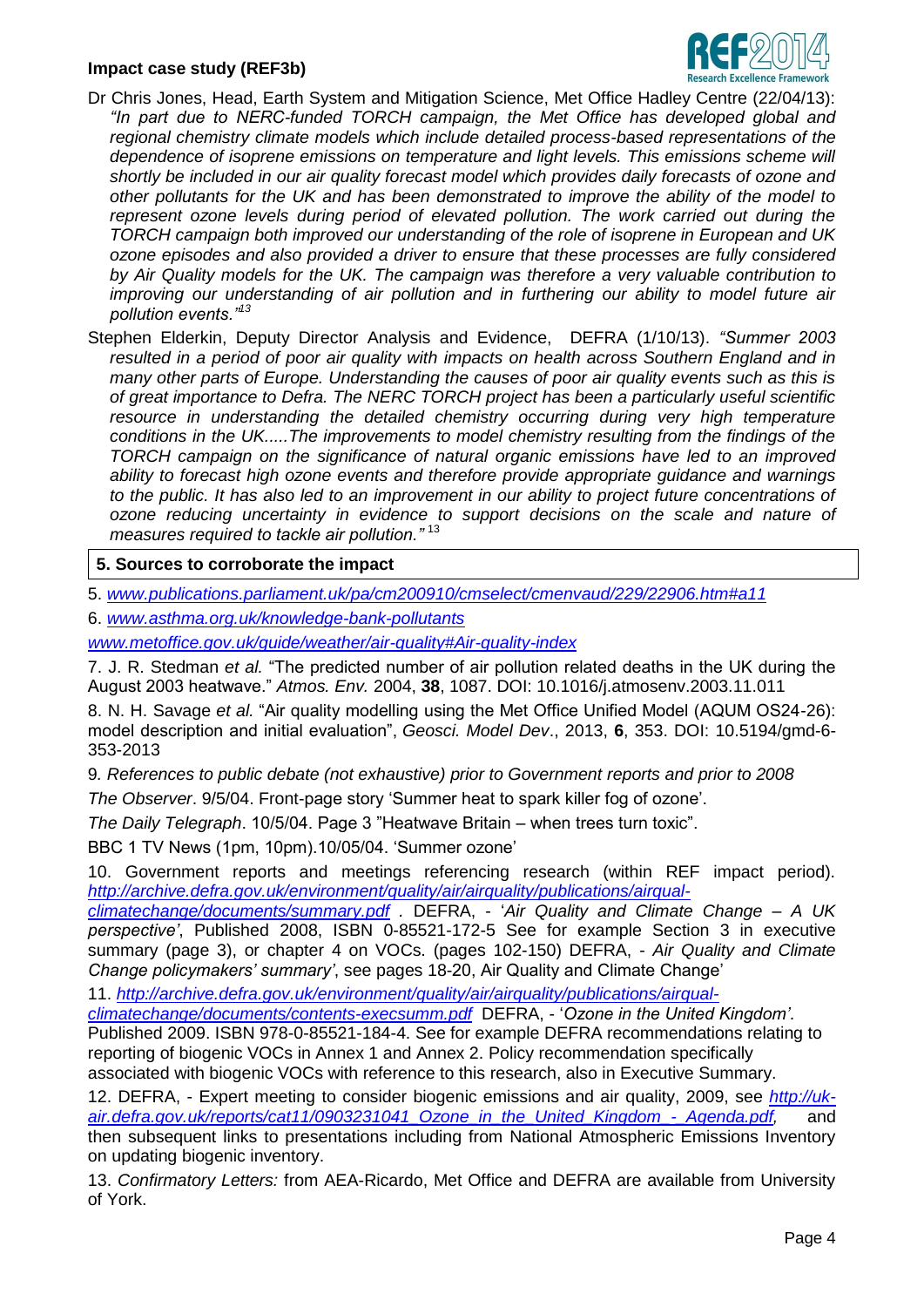Dr Chris Jones, Head, Earth System and Mitigation Science, Met Office Hadley Centre (22/04/13): *"In part due to NERC-funded TORCH campaign, the Met Office has developed global and regional chemistry climate models which include detailed process-based representations of the dependence of isoprene emissions on temperature and light levels. This emissions scheme will shortly be included in our air quality forecast model which provides daily forecasts of ozone and other pollutants for the UK and has been demonstrated to improve the ability of the model to represent ozone levels during period of elevated pollution. The work carried out during the TORCH campaign both improved our understanding of the role of isoprene in European and UK ozone episodes and also provided a driver to ensure that these processes are fully considered by Air Quality models for the UK. The campaign was therefore a very valuable contribution to improving our understanding of air pollution and in furthering our ability to model future air pollution events."*[13]

Stephen Elderkin, Deputy Director Analysis and Evidence, DEFRA (1/10/13). *"Summer 2003 resulted in a period of poor air quality with impacts on health across Southern England and in many other parts of Europe. Understanding the causes of poor air quality events such as this is of great importance to Defra. The NERC TORCH project has been a particularly useful scientific resource in understanding the detailed chemistry occurring during very high temperature conditions in the UK.....The improvements to model chemistry resulting from the findings of the TORCH campaign on the significance of natural organic emissions have led to an improved ability to forecast high ozone events and therefore provide appropriate guidance and warnings to the public. It has also led to an improvement in our ability to project future concentrations of ozone reducing uncertainty in evidence to support decisions on the scale and nature of measures required to tackle air pollution."* [13]

## 5. Sources to corroborate the impact

5. *www.publications.parliament.uk/pa/cm200910/cmselect/cmenvaud/229/22906.htm#a11*

6. *www.asthma.org.uk/knowledge-bank-pollutants*

*www.metoffice.gov.uk/guide/weather/air-quality#Air-quality-index*

7. J. R. Stedman *et al.* "The predicted number of air pollution related deaths in the UK during the August 2003 heatwave." *Atmos. Env.* 2004, **38**, 1087. DOI: 10.1016/j.atmosenv.2003.11.011

8. N. H. Savage *et al.* "Air quality modelling using the Met Office Unified Model (AQUM OS24-26): model description and initial evaluation", *Geosci. Model Dev*., 2013, **6**, 353. DOI: 10.5194/gmd-6-353-2013

9*. References to public debate (not exhaustive) prior to Government reports and prior to 2008*

*The Observer*. 9/5/04. Front-page story 'Summer heat to spark killer fog of ozone'.

*The Daily Telegraph*. 10/5/04. Page 3 "Heatwave Britain – when trees turn toxic".

BBC 1 TV News (1pm, 10pm).10/05/04. 'Summer ozone'

10. Government reports and meetings referencing research (within REF impact period). *http://archive.defra.gov.uk/environment/quality/air/airquality/publications/airqual-climatechange/documents/summary.pdf* . DEFRA, - '*Air Quality and Climate Change – A UK perspective'*, Published 2008, ISBN 0-85521-172-5 See for example Section 3 in executive summary (page 3), or chapter 4 on VOCs. (pages 102-150) DEFRA, - *Air Quality and Climate Change policymakers' summary'*, see pages 18-20, Air Quality and Climate Change'

11. *http://archive.defra.gov.uk/environment/quality/air/airquality/publications/airqual-climatechange/documents/contents-execsumm.pdf* DEFRA, - '*Ozone in the United Kingdom'*. Published 2009. ISBN 978-0-85521-184-4. See for example DEFRA recommendations relating to reporting of biogenic VOCs in Annex 1 and Annex 2. Policy recommendation specifically associated with biogenic VOCs with reference to this research, also in Executive Summary.

12. DEFRA, - Expert meeting to consider biogenic emissions and air quality, 2009, see *http://uk-air.defra.gov.uk/reports/cat11/0903231041_Ozone_in_the_United_Kingdom_-_Agenda.pdf*, and then subsequent links to presentations including from National Atmospheric Emissions Inventory on updating biogenic inventory.

13. *Confirmatory Letters:* from AEA-Ricardo, Met Office and DEFRA are available from University of York.